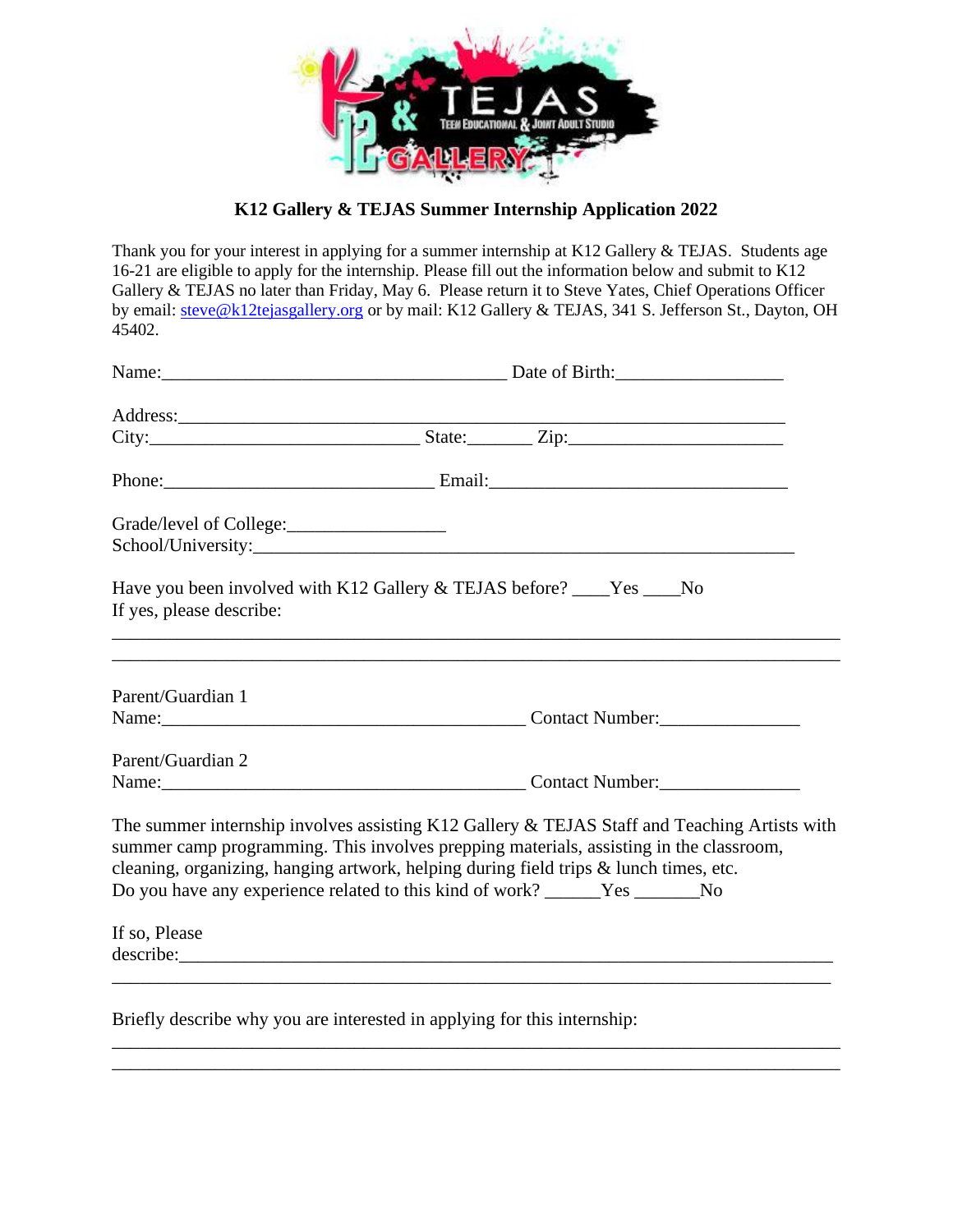## K12 Gallery & TEJAS Summer Internship Application 2022

Thank you for your interest in applying for a summer internship at K12 Gallery & TEJAS. Students age 16-21 are eligible to apply for the internship. Please fill out the information below and submit to K12 Gallery & TEJAS no later than Friday, May 6. Please return it to Steve Yates, Chief Operations Officer by email: steve@k12tejasgallery.org or by mail: K12 Gallery & TEJAS, 341 S. Jefferson St., Dayton, OH 45402.

Name:_____________________________________ Date of Birth:_________________

Address:__________________________________________________________________
City:_____________________________ State:_______ Zip:_______________________

Phone:_____________________________ Email:_________________________________

Grade/level of College:_________________
School/University:_____________________________________________________________

Have you been involved with K12 Gallery & TEJAS before? ____Yes ____No
If yes, please describe:

_______________________________________________________________________________
_______________________________________________________________________________

Parent/Guardian 1
Name:_________________________________________ Contact Number:_______________

Parent/Guardian 2
Name:_________________________________________ Contact Number:_______________

The summer internship involves assisting K12 Gallery & TEJAS Staff and Teaching Artists with summer camp programming. This involves prepping materials, assisting in the classroom, cleaning, organizing, hanging artwork, helping during field trips & lunch times, etc.
Do you have any experience related to this kind of work? ______Yes _______No

If so, Please
describe:______________________________________________________________________
_______________________________________________________________________________

Briefly describe why you are interested in applying for this internship:

_______________________________________________________________________________
_______________________________________________________________________________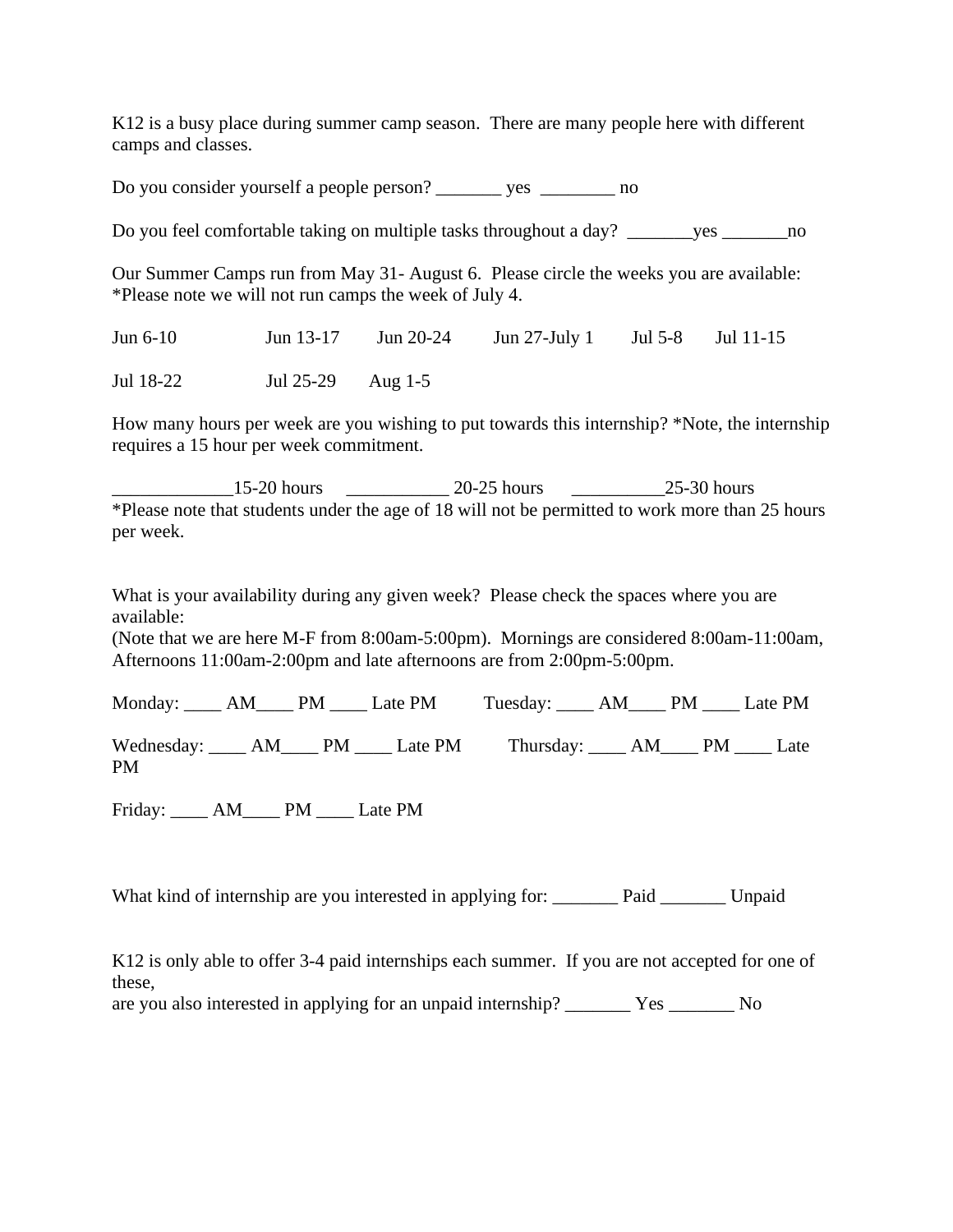K12 is a busy place during summer camp season. There are many people here with different camps and classes.

Do you consider yourself a people person? _______ yes ________ no

Do you feel comfortable taking on multiple tasks throughout a day? _______yes _______no

Our Summer Camps run from May 31- August 6. Please circle the weeks you are available:
*Please note we will not run camps the week of July 4.

Jun 6-10 Jun 13-17 Jun 20-24 Jun 27-July 1 Jul 5-8 Jul 11-15

Jul 18-22 Jul 25-29 Aug 1-5

How many hours per week are you wishing to put towards this internship? *Note, the internship requires a 15 hour per week commitment.

_____________15-20 hours ___________ 20-25 hours __________25-30 hours
*Please note that students under the age of 18 will not be permitted to work more than 25 hours per week.

What is your availability during any given week? Please check the spaces where you are available:
(Note that we are here M-F from 8:00am-5:00pm). Mornings are considered 8:00am-11:00am, Afternoons 11:00am-2:00pm and late afternoons are from 2:00pm-5:00pm.

Monday: ____ AM____ PM ____ Late PM Tuesday: ____ AM____ PM ____ Late PM

Wednesday: ____ AM____ PM ____ Late PM Thursday: ____ AM____ PM ____ Late PM

Friday: ____ AM____ PM ____ Late PM

What kind of internship are you interested in applying for: _______ Paid _______ Unpaid

K12 is only able to offer 3-4 paid internships each summer. If you are not accepted for one of these,
are you also interested in applying for an unpaid internship? _______ Yes _______ No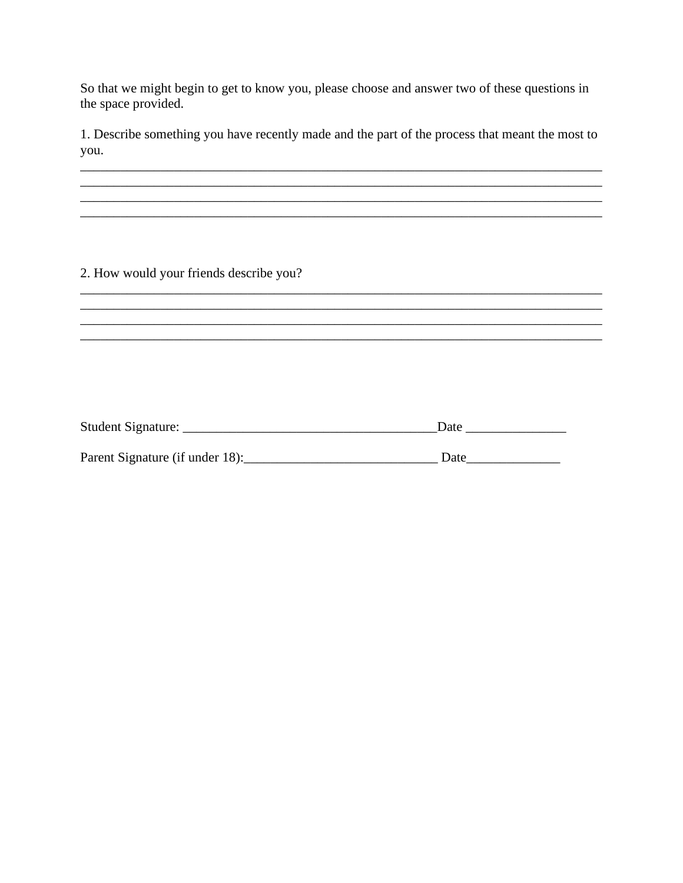So that we might begin to get to know you, please choose and answer two of these questions in the space provided.

1. Describe something you have recently made and the part of the process that meant the most to you.

\_\_\_\_\_\_\_\_\_\_\_\_\_\_\_\_\_\_\_\_\_\_\_\_\_\_\_\_\_\_\_\_\_\_\_\_\_\_\_\_\_\_\_\_\_\_\_\_\_\_\_\_\_\_\_\_\_\_\_\_\_\_\_\_\_\_\_\_\_\_\_\_\_\_\_\_\_\_\_\_\_\_\_\_\_\_
\_\_\_\_\_\_\_\_\_\_\_\_\_\_\_\_\_\_\_\_\_\_\_\_\_\_\_\_\_\_\_\_\_\_\_\_\_\_\_\_\_\_\_\_\_\_\_\_\_\_\_\_\_\_\_\_\_\_\_\_\_\_\_\_\_\_\_\_\_\_\_\_\_\_\_\_\_\_\_\_\_\_\_\_\_\_
\_\_\_\_\_\_\_\_\_\_\_\_\_\_\_\_\_\_\_\_\_\_\_\_\_\_\_\_\_\_\_\_\_\_\_\_\_\_\_\_\_\_\_\_\_\_\_\_\_\_\_\_\_\_\_\_\_\_\_\_\_\_\_\_\_\_\_\_\_\_\_\_\_\_\_\_\_\_\_\_\_\_\_\_\_\_
\_\_\_\_\_\_\_\_\_\_\_\_\_\_\_\_\_\_\_\_\_\_\_\_\_\_\_\_\_\_\_\_\_\_\_\_\_\_\_\_\_\_\_\_\_\_\_\_\_\_\_\_\_\_\_\_\_\_\_\_\_\_\_\_\_\_\_\_\_\_\_\_\_\_\_\_\_\_\_\_\_\_\_\_\_\_

2. How would your friends describe you?

\_\_\_\_\_\_\_\_\_\_\_\_\_\_\_\_\_\_\_\_\_\_\_\_\_\_\_\_\_\_\_\_\_\_\_\_\_\_\_\_\_\_\_\_\_\_\_\_\_\_\_\_\_\_\_\_\_\_\_\_\_\_\_\_\_\_\_\_\_\_\_\_\_\_\_\_\_\_\_\_\_\_\_\_\_\_
\_\_\_\_\_\_\_\_\_\_\_\_\_\_\_\_\_\_\_\_\_\_\_\_\_\_\_\_\_\_\_\_\_\_\_\_\_\_\_\_\_\_\_\_\_\_\_\_\_\_\_\_\_\_\_\_\_\_\_\_\_\_\_\_\_\_\_\_\_\_\_\_\_\_\_\_\_\_\_\_\_\_\_\_\_\_
\_\_\_\_\_\_\_\_\_\_\_\_\_\_\_\_\_\_\_\_\_\_\_\_\_\_\_\_\_\_\_\_\_\_\_\_\_\_\_\_\_\_\_\_\_\_\_\_\_\_\_\_\_\_\_\_\_\_\_\_\_\_\_\_\_\_\_\_\_\_\_\_\_\_\_\_\_\_\_\_\_\_\_\_\_\_
\_\_\_\_\_\_\_\_\_\_\_\_\_\_\_\_\_\_\_\_\_\_\_\_\_\_\_\_\_\_\_\_\_\_\_\_\_\_\_\_\_\_\_\_\_\_\_\_\_\_\_\_\_\_\_\_\_\_\_\_\_\_\_\_\_\_\_\_\_\_\_\_\_\_\_\_\_\_\_\_\_\_\_\_\_\_

Student Signature: \_\_\_\_\_\_\_\_\_\_\_\_\_\_\_\_\_\_\_\_\_\_\_\_\_\_\_\_\_\_\_\_\_\_\_\_\_\_\_\_Date \_\_\_\_\_\_\_\_\_\_\_\_\_\_\_

Parent Signature (if under 18):\_\_\_\_\_\_\_\_\_\_\_\_\_\_\_\_\_\_\_\_\_\_\_\_\_\_\_\_\_\_ Date\_\_\_\_\_\_\_\_\_\_\_\_\_\_